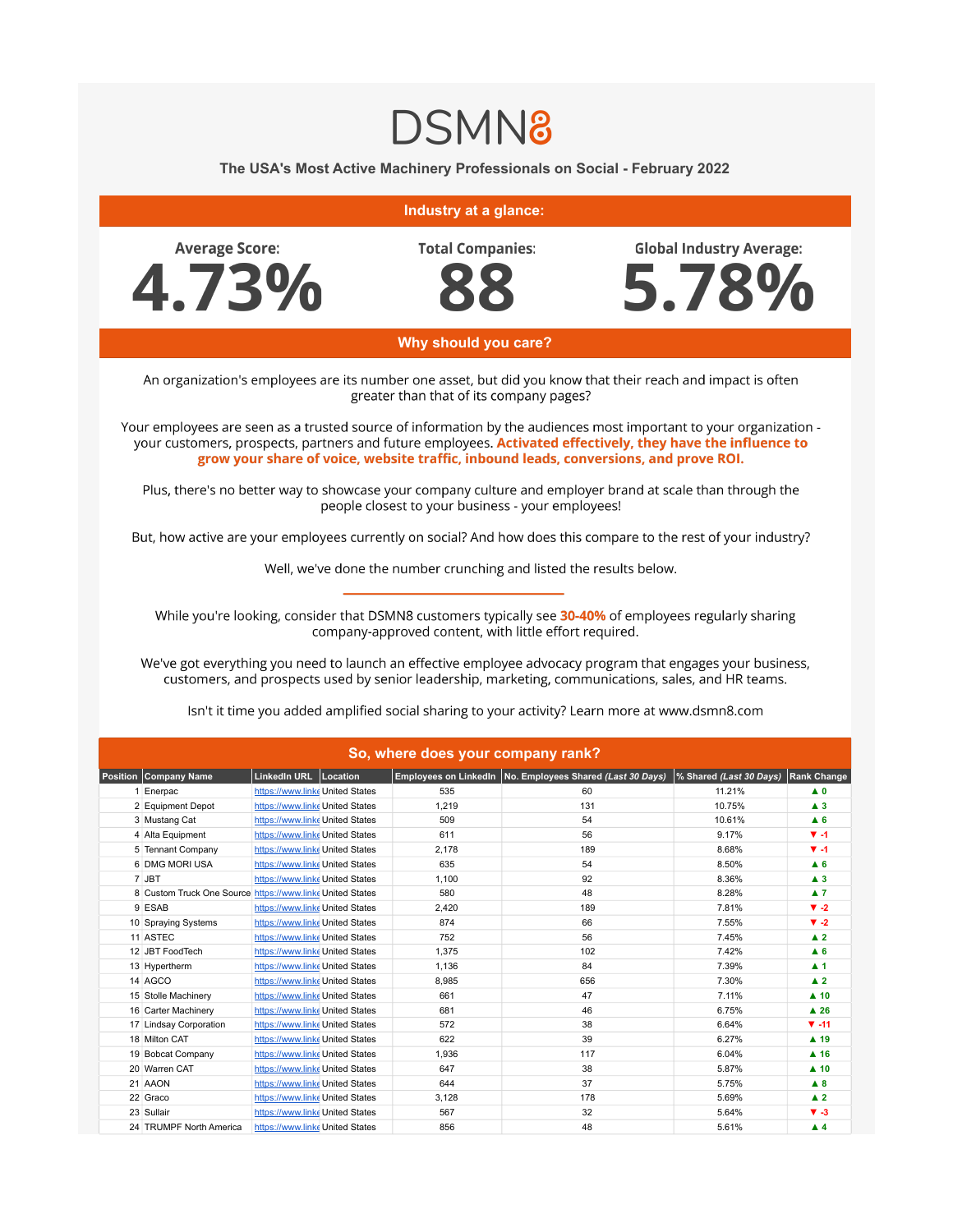# DSMN8

## The USA's Most Active Machinery Professionals on Social - February 2022

### Industry at a glance:

**Average Score:** 4.73%

**Total Companies:** 88

**Global Industry Average:** 5.78%

### Why should you care?

An organization's employees are its number one asset, but did you know that their reach and impact is often greater than that of its company pages?

Your employees are seen as a trusted source of information by the audiences most important to your organization - your customers, prospects, partners and future employees. **Activated effectively, they have the influence to grow your share of voice, website traffic, inbound leads, conversions, and prove ROI.**

Plus, there's no better way to showcase your company culture and employer brand at scale than through the people closest to your business - your employees!

But, how active are your employees currently on social? And how does this compare to the rest of your industry?

Well, we've done the number crunching and listed the results below.

---

While you're looking, consider that DSMN8 customers typically see **30-40%** of employees regularly sharing company-approved content, with little effort required.

We've got everything you need to launch an effective employee advocacy program that engages your business, customers, and prospects used by senior leadership, marketing, communications, sales, and HR teams.

Isn't it time you added amplified social sharing to your activity? Learn more at www.dsmn8.com

### So, where does your company rank?

| Position | Company Name | LinkedIn URL | Location | Employees on LinkedIn | No. Employees Shared *(Last 30 Days)* | % Shared *(Last 30 Days)* | Rank Change |
|---|---|---|---|---|---|---|---|
| 1 | Enerpac | https://www.linke | United States | 535 | 60 | 11.21% | ▲ 0 |
| 2 | Equipment Depot | https://www.linke | United States | 1,219 | 131 | 10.75% | ▲ 3 |
| 3 | Mustang Cat | https://www.linke | United States | 509 | 54 | 10.61% | ▲ 6 |
| 4 | Alta Equipment | https://www.linke | United States | 611 | 56 | 9.17% | ▼ -1 |
| 5 | Tennant Company | https://www.linke | United States | 2,178 | 189 | 8.68% | ▼ -1 |
| 6 | DMG MORI USA | https://www.linke | United States | 635 | 54 | 8.50% | ▲ 6 |
| 7 | JBT | https://www.linke | United States | 1,100 | 92 | 8.36% | ▲ 3 |
| 8 | Custom Truck One Source | https://www.linke | United States | 580 | 48 | 8.28% | ▲ 7 |
| 9 | ESAB | https://www.linke | United States | 2,420 | 189 | 7.81% | ▼ -2 |
| 10 | Spraying Systems | https://www.linke | United States | 874 | 66 | 7.55% | ▼ -2 |
| 11 | ASTEC | https://www.linke | United States | 752 | 56 | 7.45% | ▲ 2 |
| 12 | JBT FoodTech | https://www.linke | United States | 1,375 | 102 | 7.42% | ▲ 6 |
| 13 | Hypertherm | https://www.linke | United States | 1,136 | 84 | 7.39% | ▲ 1 |
| 14 | AGCO | https://www.linke | United States | 8,985 | 656 | 7.30% | ▲ 2 |
| 15 | Stolle Machinery | https://www.linke | United States | 661 | 47 | 7.11% | ▲ 10 |
| 16 | Carter Machinery | https://www.linke | United States | 681 | 46 | 6.75% | ▲ 26 |
| 17 | Lindsay Corporation | https://www.linke | United States | 572 | 38 | 6.64% | ▼ -11 |
| 18 | Milton CAT | https://www.linke | United States | 622 | 39 | 6.27% | ▲ 19 |
| 19 | Bobcat Company | https://www.linke | United States | 1,936 | 117 | 6.04% | ▲ 16 |
| 20 | Warren CAT | https://www.linke | United States | 647 | 38 | 5.87% | ▲ 10 |
| 21 | AAON | https://www.linke | United States | 644 | 37 | 5.75% | ▲ 8 |
| 22 | Graco | https://www.linke | United States | 3,128 | 178 | 5.69% | ▲ 2 |
| 23 | Sullair | https://www.linke | United States | 567 | 32 | 5.64% | ▼ -3 |
| 24 | TRUMPF North America | https://www.linke | United States | 856 | 48 | 5.61% | ▲ 4 |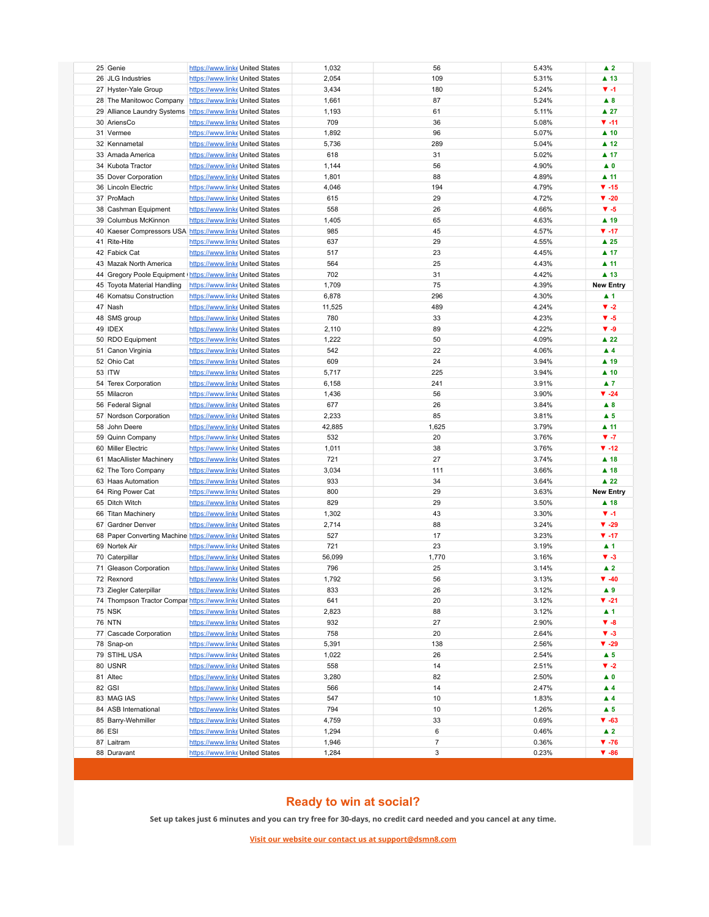| | | | | | | | |
|---|---|---|---|---|---|---|---|
| 25 | Genie | https://www.linke | United States | 1,032 | 56 | 5.43% | ▲ 2 |
| 26 | JLG Industries | https://www.linke | United States | 2,054 | 109 | 5.31% | ▲ 13 |
| 27 | Hyster-Yale Group | https://www.linke | United States | 3,434 | 180 | 5.24% | ▼ -1 |
| 28 | The Manitowoc Company | https://www.linke | United States | 1,661 | 87 | 5.24% | ▲ 8 |
| 29 | Alliance Laundry Systems | https://www.linke | United States | 1,193 | 61 | 5.11% | ▲ 27 |
| 30 | AriensCo | https://www.linke | United States | 709 | 36 | 5.08% | ▼ -11 |
| 31 | Vermee | https://www.linke | United States | 1,892 | 96 | 5.07% | ▲ 10 |
| 32 | Kennametal | https://www.linke | United States | 5,736 | 289 | 5.04% | ▲ 12 |
| 33 | Amada America | https://www.linke | United States | 618 | 31 | 5.02% | ▲ 17 |
| 34 | Kubota Tractor | https://www.linke | United States | 1,144 | 56 | 4.90% | ▲ 0 |
| 35 | Dover Corporation | https://www.linke | United States | 1,801 | 88 | 4.89% | ▲ 11 |
| 36 | Lincoln Electric | https://www.linke | United States | 4,046 | 194 | 4.79% | ▼ -15 |
| 37 | ProMach | https://www.linke | United States | 615 | 29 | 4.72% | ▼ -20 |
| 38 | Cashman Equipment | https://www.linke | United States | 558 | 26 | 4.66% | ▼ -5 |
| 39 | Columbus McKinnon | https://www.linke | United States | 1,405 | 65 | 4.63% | ▲ 19 |
| 40 | Kaeser Compressors USA | https://www.linke | United States | 985 | 45 | 4.57% | ▼ -17 |
| 41 | Rite-Hite | https://www.linke | United States | 637 | 29 | 4.55% | ▲ 25 |
| 42 | Fabick Cat | https://www.linke | United States | 517 | 23 | 4.45% | ▲ 17 |
| 43 | Mazak North America | https://www.linke | United States | 564 | 25 | 4.43% | ▲ 11 |
| 44 | Gregory Poole Equipment | https://www.linke | United States | 702 | 31 | 4.42% | ▲ 13 |
| 45 | Toyota Material Handling | https://www.linke | United States | 1,709 | 75 | 4.39% | New Entry |
| 46 | Komatsu Construction | https://www.linke | United States | 6,878 | 296 | 4.30% | ▲ 1 |
| 47 | Nash | https://www.linke | United States | 11,525 | 489 | 4.24% | ▼ -2 |
| 48 | SMS group | https://www.linke | United States | 780 | 33 | 4.23% | ▼ -5 |
| 49 | IDEX | https://www.linke | United States | 2,110 | 89 | 4.22% | ▼ -9 |
| 50 | RDO Equipment | https://www.linke | United States | 1,222 | 50 | 4.09% | ▲ 22 |
| 51 | Canon Virginia | https://www.linke | United States | 542 | 22 | 4.06% | ▲ 4 |
| 52 | Ohio Cat | https://www.linke | United States | 609 | 24 | 3.94% | ▲ 19 |
| 53 | ITW | https://www.linke | United States | 5,717 | 225 | 3.94% | ▲ 10 |
| 54 | Terex Corporation | https://www.linke | United States | 6,158 | 241 | 3.91% | ▲ 7 |
| 55 | Milacron | https://www.linke | United States | 1,436 | 56 | 3.90% | ▼ -24 |
| 56 | Federal Signal | https://www.linke | United States | 677 | 26 | 3.84% | ▲ 8 |
| 57 | Nordson Corporation | https://www.linke | United States | 2,233 | 85 | 3.81% | ▲ 5 |
| 58 | John Deere | https://www.linke | United States | 42,885 | 1,625 | 3.79% | ▲ 11 |
| 59 | Quinn Company | https://www.linke | United States | 532 | 20 | 3.76% | ▼ -7 |
| 60 | Miller Electric | https://www.linke | United States | 1,011 | 38 | 3.76% | ▼ -12 |
| 61 | MacAllister Machinery | https://www.linke | United States | 721 | 27 | 3.74% | ▲ 18 |
| 62 | The Toro Company | https://www.linke | United States | 3,034 | 111 | 3.66% | ▲ 18 |
| 63 | Haas Automation | https://www.linke | United States | 933 | 34 | 3.64% | ▲ 22 |
| 64 | Ring Power Cat | https://www.linke | United States | 800 | 29 | 3.63% | New Entry |
| 65 | Ditch Witch | https://www.linke | United States | 829 | 29 | 3.50% | ▲ 18 |
| 66 | Titan Machinery | https://www.linke | United States | 1,302 | 43 | 3.30% | ▼ -1 |
| 67 | Gardner Denver | https://www.linke | United States | 2,714 | 88 | 3.24% | ▼ -29 |
| 68 | Paper Converting Machine | https://www.linke | United States | 527 | 17 | 3.23% | ▼ -17 |
| 69 | Nortek Air | https://www.linke | United States | 721 | 23 | 3.19% | ▲ 1 |
| 70 | Caterpillar | https://www.linke | United States | 56,099 | 1,770 | 3.16% | ▼ -3 |
| 71 | Gleason Corporation | https://www.linke | United States | 796 | 25 | 3.14% | ▲ 2 |
| 72 | Rexnord | https://www.linke | United States | 1,792 | 56 | 3.13% | ▼ -40 |
| 73 | Ziegler Caterpillar | https://www.linke | United States | 833 | 26 | 3.12% | ▲ 9 |
| 74 | Thompson Tractor Compar | https://www.linke | United States | 641 | 20 | 3.12% | ▼ -21 |
| 75 | NSK | https://www.linke | United States | 2,823 | 88 | 3.12% | ▲ 1 |
| 76 | NTN | https://www.linke | United States | 932 | 27 | 2.90% | ▼ -8 |
| 77 | Cascade Corporation | https://www.linke | United States | 758 | 20 | 2.64% | ▼ -3 |
| 78 | Snap-on | https://www.linke | United States | 5,391 | 138 | 2.56% | ▼ -29 |
| 79 | STIHL USA | https://www.linke | United States | 1,022 | 26 | 2.54% | ▲ 5 |
| 80 | USNR | https://www.linke | United States | 558 | 14 | 2.51% | ▼ -2 |
| 81 | Altec | https://www.linke | United States | 3,280 | 82 | 2.50% | ▲ 0 |
| 82 | GSI | https://www.linke | United States | 566 | 14 | 2.47% | ▲ 4 |
| 83 | MAG IAS | https://www.linke | United States | 547 | 10 | 1.83% | ▲ 4 |
| 84 | ASB International | https://www.linke | United States | 794 | 10 | 1.26% | ▲ 5 |
| 85 | Barry-Wehmiller | https://www.linke | United States | 4,759 | 33 | 0.69% | ▼ -63 |
| 86 | ESI | https://www.linke | United States | 1,294 | 6 | 0.46% | ▲ 2 |
| 87 | Laitram | https://www.linke | United States | 1,946 | 7 | 0.36% | ▼ -76 |
| 88 | Duravant | https://www.linke | United States | 1,284 | 3 | 0.23% | ▼ -86 |

## Ready to win at social?

**Set up takes just 6 minutes and you can try free for 30-days, no credit card needed and you cancel at any time.**

Visit our website our contact us at support@dsmn8.com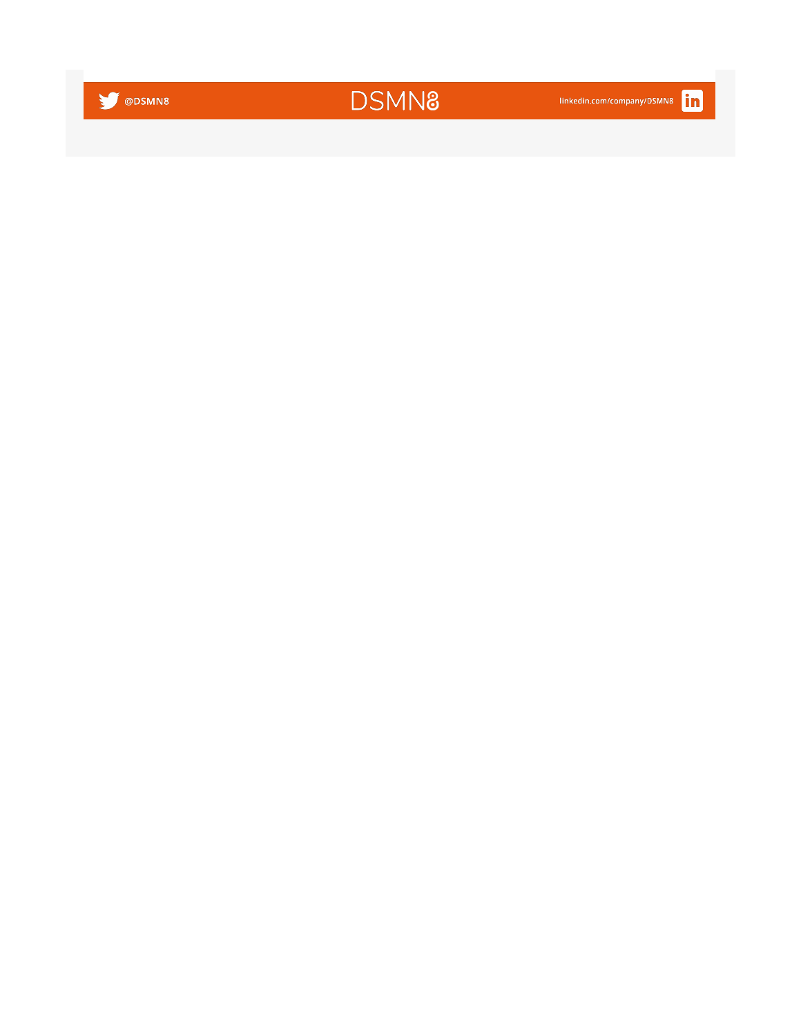@DSMN8

DSMN8

linkedin.com/company/DSMN8